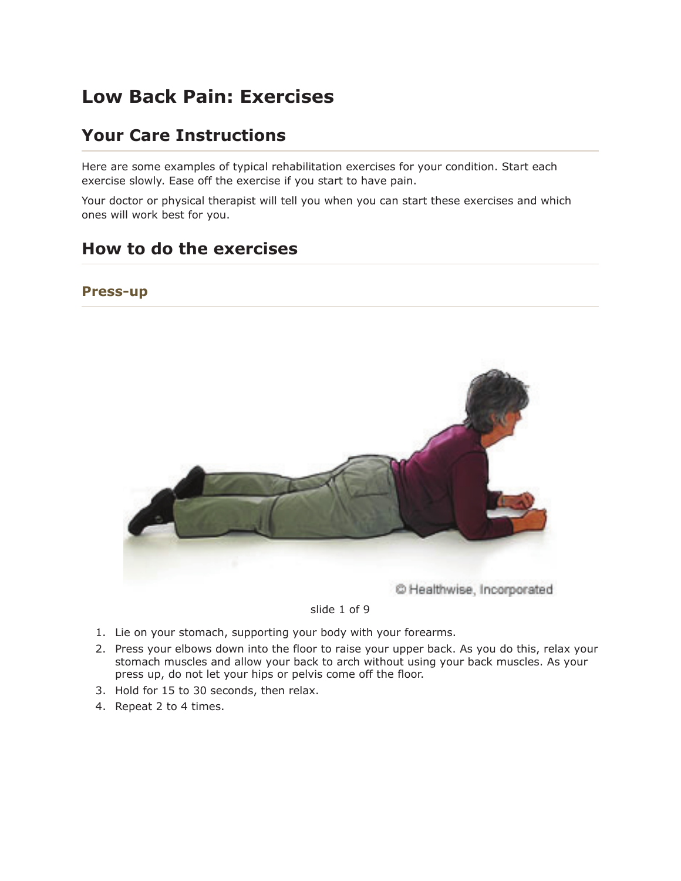# Low Back Pain: Exercises

## Your Care Instructions

Here are some examples of typical rehabilitation exercises for your condition. Start each exercise slowly. Ease off the exercise if you start to have pain.

Your doctor or physical therapist will tell you when you can start these exercises and which ones will work best for you.

## How to do the exercises

### Press-up

slide 1 of 9

1. Lie on your stomach, supporting your body with your forearms.
2. Press your elbows down into the floor to raise your upper back. As you do this, relax your stomach muscles and allow your back to arch without using your back muscles. As your press up, do not let your hips or pelvis come off the floor.
3. Hold for 15 to 30 seconds, then relax.
4. Repeat 2 to 4 times.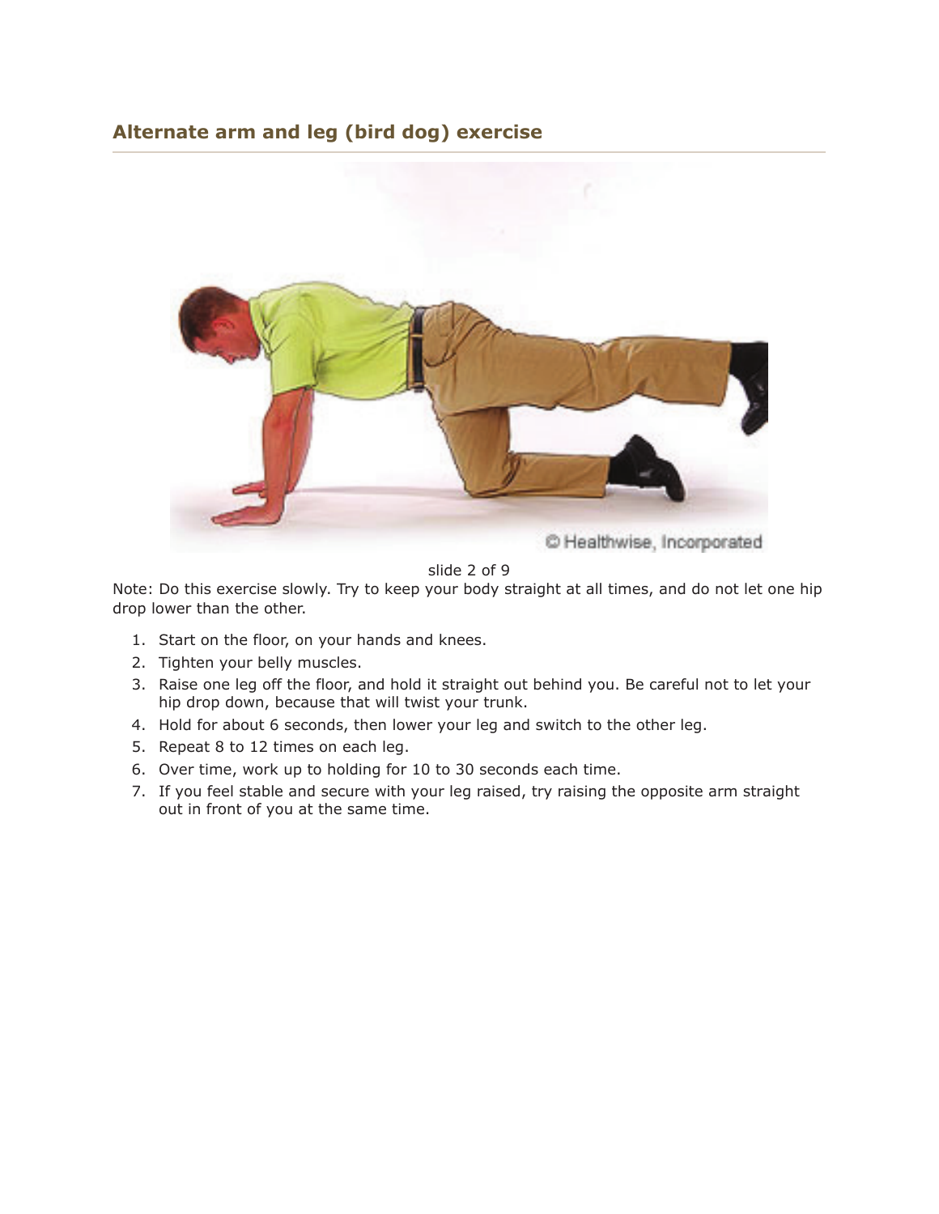### Alternate arm and leg (bird dog) exercise

slide 2 of 9

Note: Do this exercise slowly. Try to keep your body straight at all times, and do not let one hip drop lower than the other.

1. Start on the floor, on your hands and knees.
2. Tighten your belly muscles.
3. Raise one leg off the floor, and hold it straight out behind you. Be careful not to let your hip drop down, because that will twist your trunk.
4. Hold for about 6 seconds, then lower your leg and switch to the other leg.
5. Repeat 8 to 12 times on each leg.
6. Over time, work up to holding for 10 to 30 seconds each time.
7. If you feel stable and secure with your leg raised, try raising the opposite arm straight out in front of you at the same time.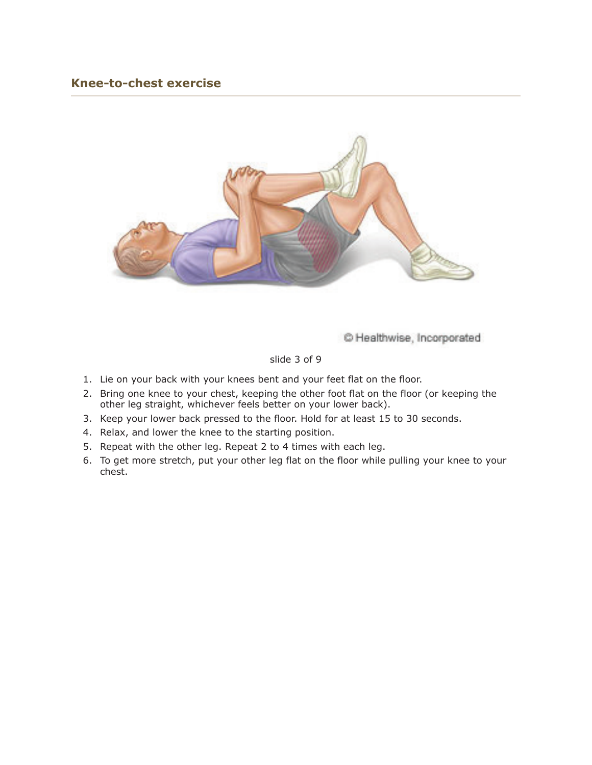## Knee-to-chest exercise

© Healthwise, Incorporated

slide 3 of 9

1. Lie on your back with your knees bent and your feet flat on the floor.
2. Bring one knee to your chest, keeping the other foot flat on the floor (or keeping the other leg straight, whichever feels better on your lower back).
3. Keep your lower back pressed to the floor. Hold for at least 15 to 30 seconds.
4. Relax, and lower the knee to the starting position.
5. Repeat with the other leg. Repeat 2 to 4 times with each leg.
6. To get more stretch, put your other leg flat on the floor while pulling your knee to your chest.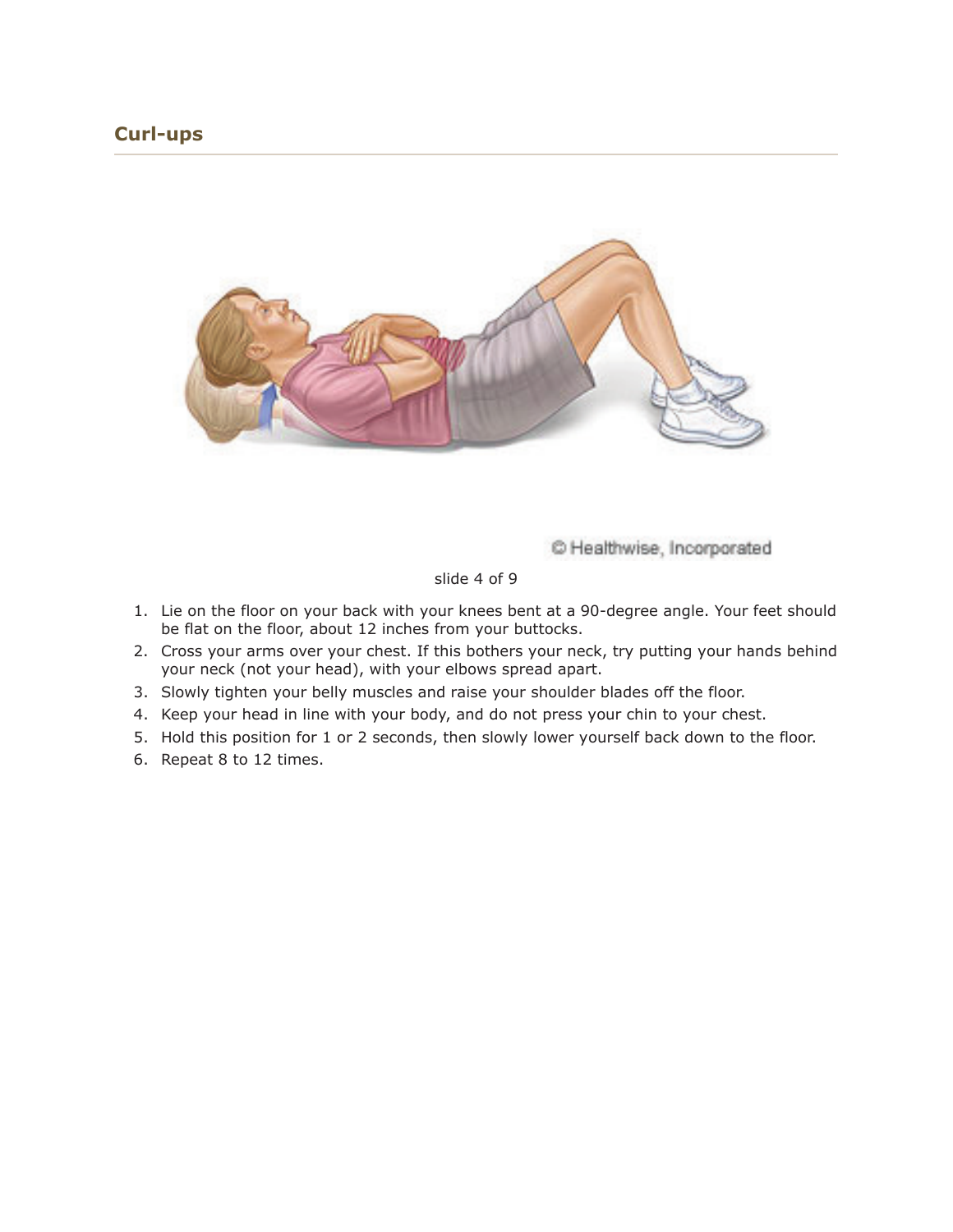## Curl-ups

1. Lie on the floor on your back with your knees bent at a 90-degree angle. Your feet should be flat on the floor, about 12 inches from your buttocks.
2. Cross your arms over your chest. If this bothers your neck, try putting your hands behind your neck (not your head), with your elbows spread apart.
3. Slowly tighten your belly muscles and raise your shoulder blades off the floor.
4. Keep your head in line with your body, and do not press your chin to your chest.
5. Hold this position for 1 or 2 seconds, then slowly lower yourself back down to the floor.
6. Repeat 8 to 12 times.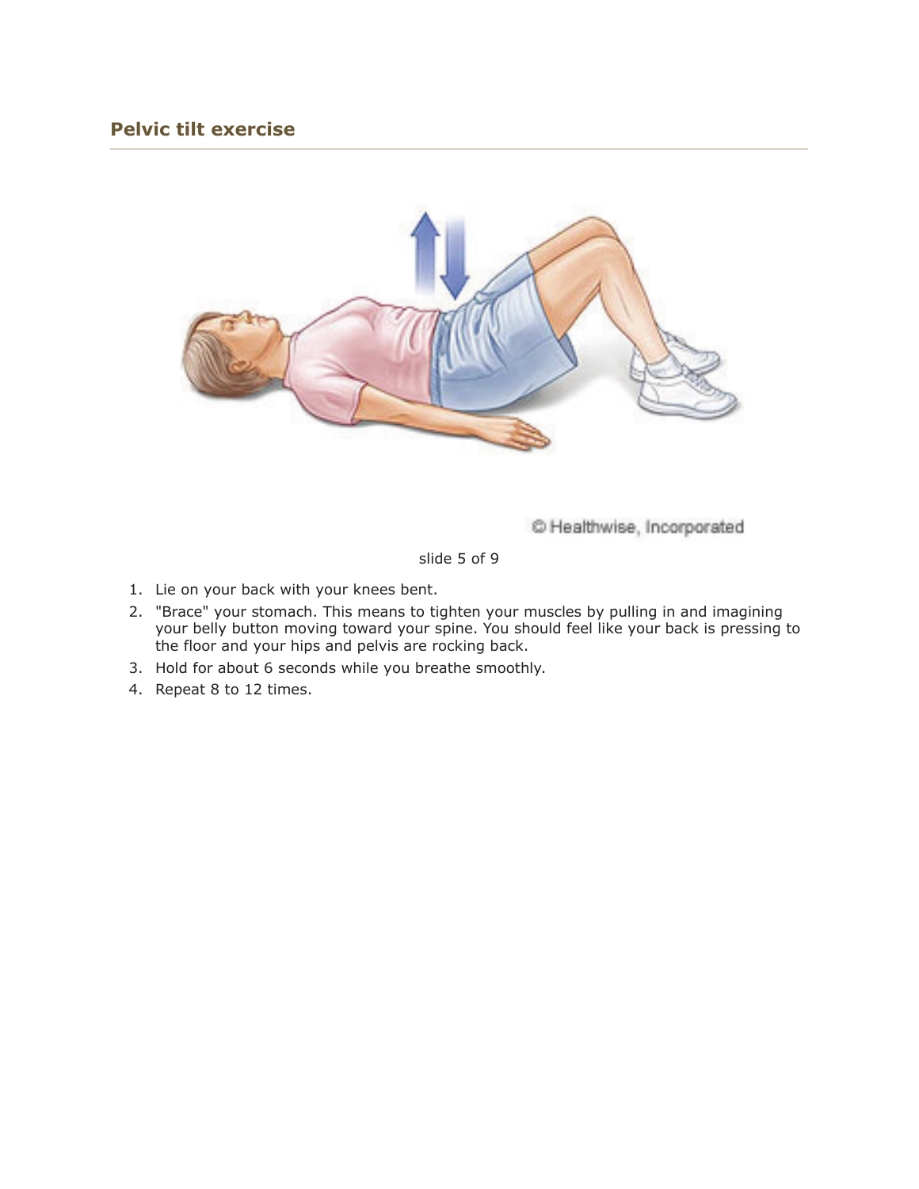## Pelvic tilt exercise

© Healthwise, Incorporated

slide 5 of 9

1. Lie on your back with your knees bent.
2. "Brace" your stomach. This means to tighten your muscles by pulling in and imagining your belly button moving toward your spine. You should feel like your back is pressing to the floor and your hips and pelvis are rocking back.
3. Hold for about 6 seconds while you breathe smoothly.
4. Repeat 8 to 12 times.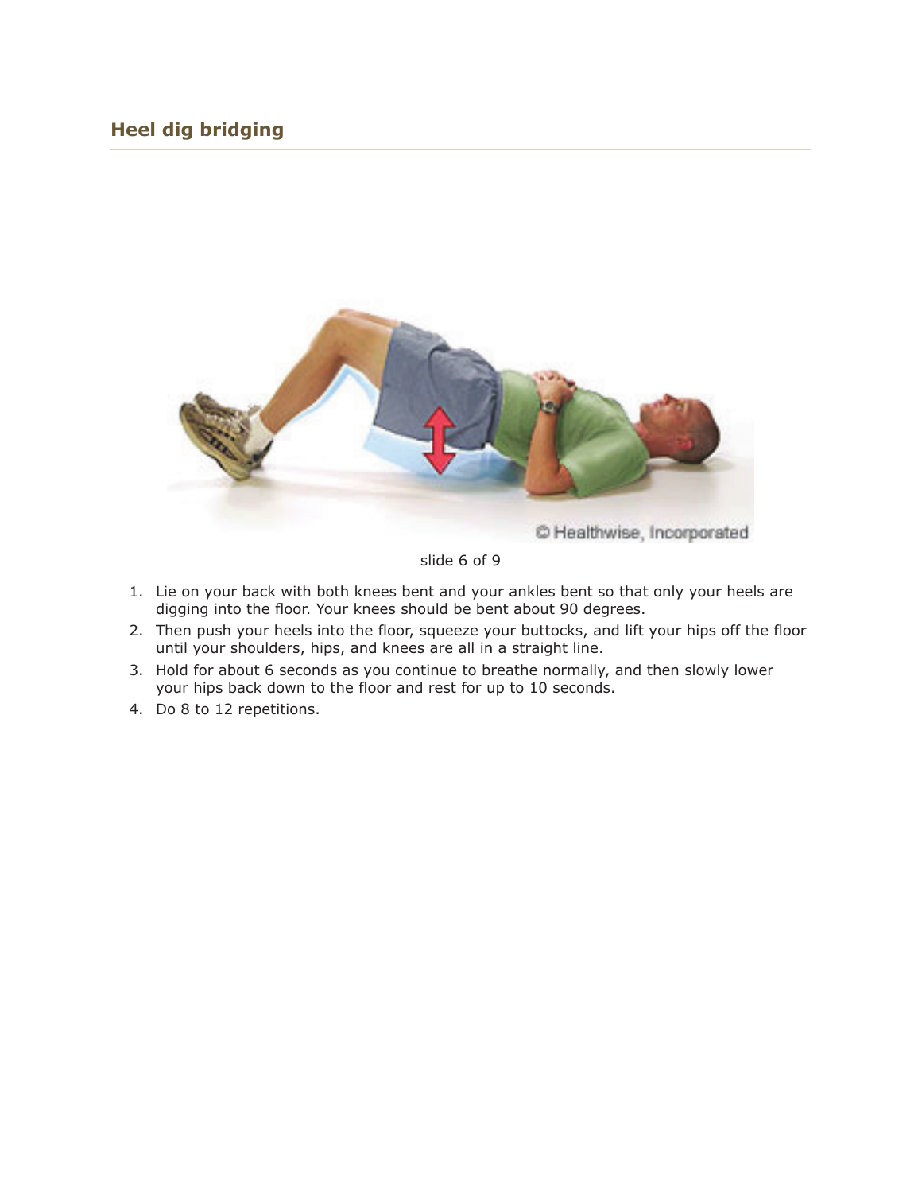## Heel dig bridging

slide 6 of 9

1. Lie on your back with both knees bent and your ankles bent so that only your heels are digging into the floor. Your knees should be bent about 90 degrees.
2. Then push your heels into the floor, squeeze your buttocks, and lift your hips off the floor until your shoulders, hips, and knees are all in a straight line.
3. Hold for about 6 seconds as you continue to breathe normally, and then slowly lower your hips back down to the floor and rest for up to 10 seconds.
4. Do 8 to 12 repetitions.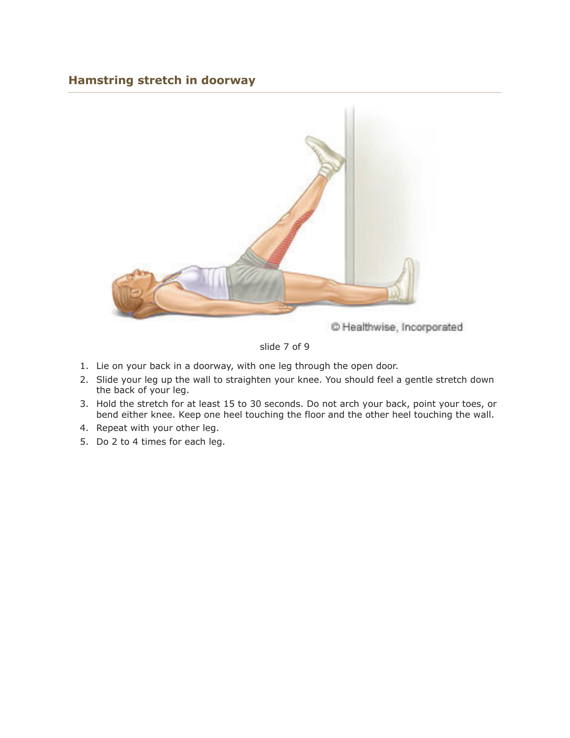## Hamstring stretch in doorway

slide 7 of 9

1. Lie on your back in a doorway, with one leg through the open door.
2. Slide your leg up the wall to straighten your knee. You should feel a gentle stretch down the back of your leg.
3. Hold the stretch for at least 15 to 30 seconds. Do not arch your back, point your toes, or bend either knee. Keep one heel touching the floor and the other heel touching the wall.
4. Repeat with your other leg.
5. Do 2 to 4 times for each leg.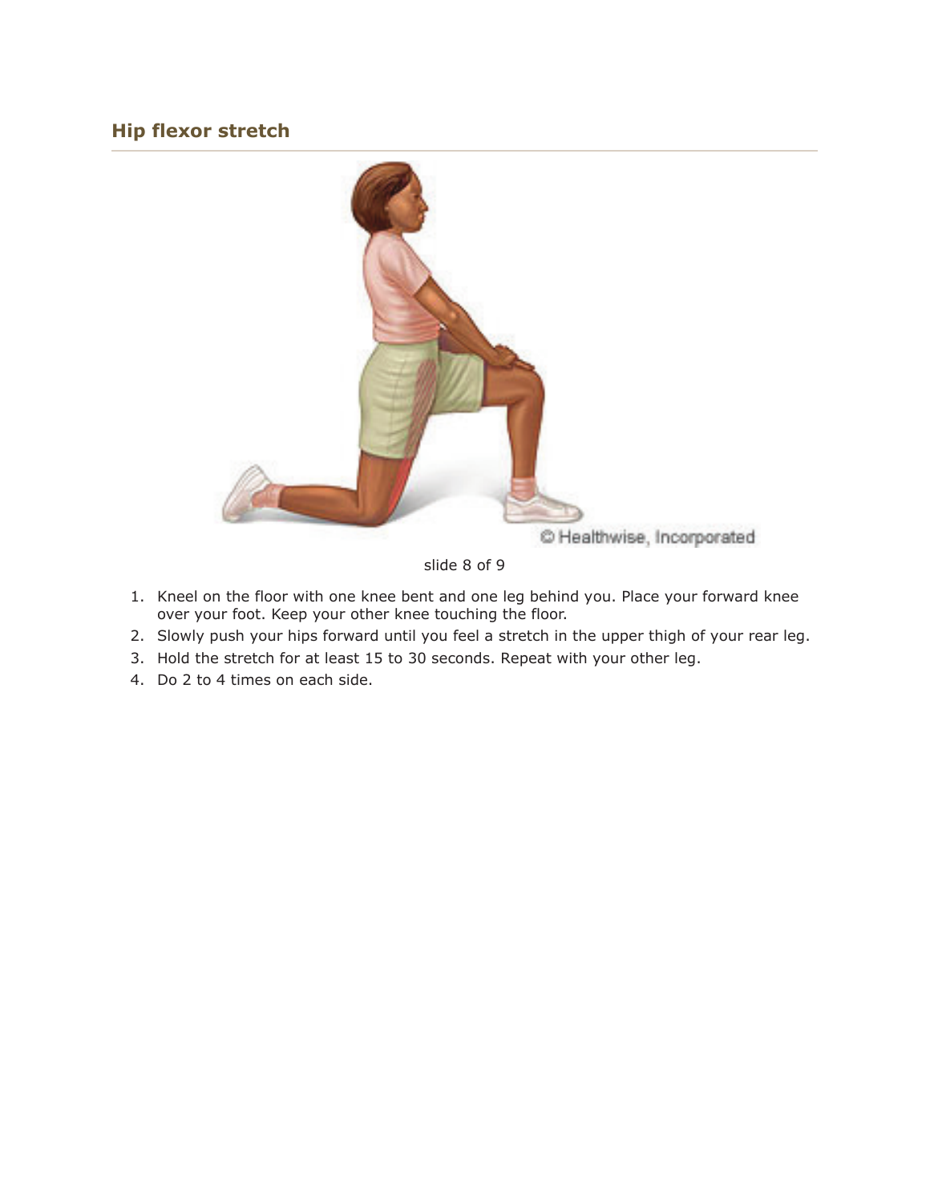## Hip flexor stretch

© Healthwise, Incorporated

slide 8 of 9

1. Kneel on the floor with one knee bent and one leg behind you. Place your forward knee over your foot. Keep your other knee touching the floor.
2. Slowly push your hips forward until you feel a stretch in the upper thigh of your rear leg.
3. Hold the stretch for at least 15 to 30 seconds. Repeat with your other leg.
4. Do 2 to 4 times on each side.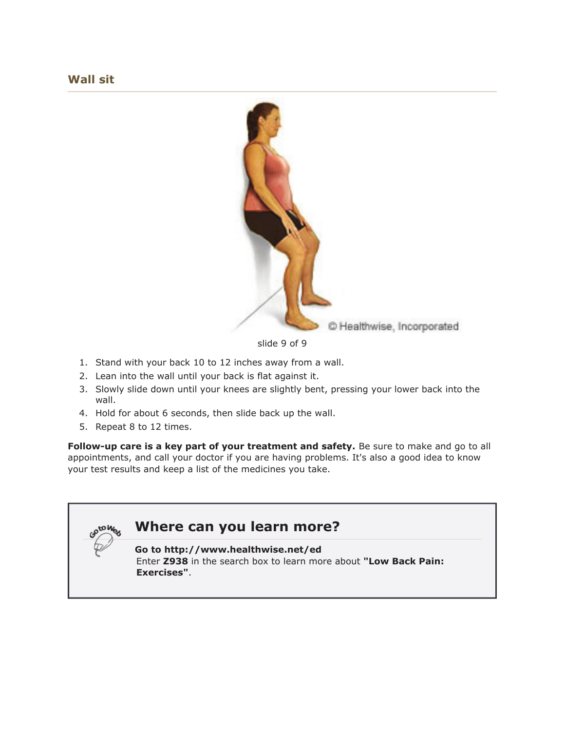## Wall sit

slide 9 of 9

1. Stand with your back 10 to 12 inches away from a wall.
2. Lean into the wall until your back is flat against it.
3. Slowly slide down until your knees are slightly bent, pressing your lower back into the wall.
4. Hold for about 6 seconds, then slide back up the wall.
5. Repeat 8 to 12 times.

**Follow-up care is a key part of your treatment and safety.** Be sure to make and go to all appointments, and call your doctor if you are having problems. It's also a good idea to know your test results and keep a list of the medicines you take.

## Where can you learn more?

**Go to http://www.healthwise.net/ed**
Enter **Z938** in the search box to learn more about **"Low Back Pain: Exercises"**.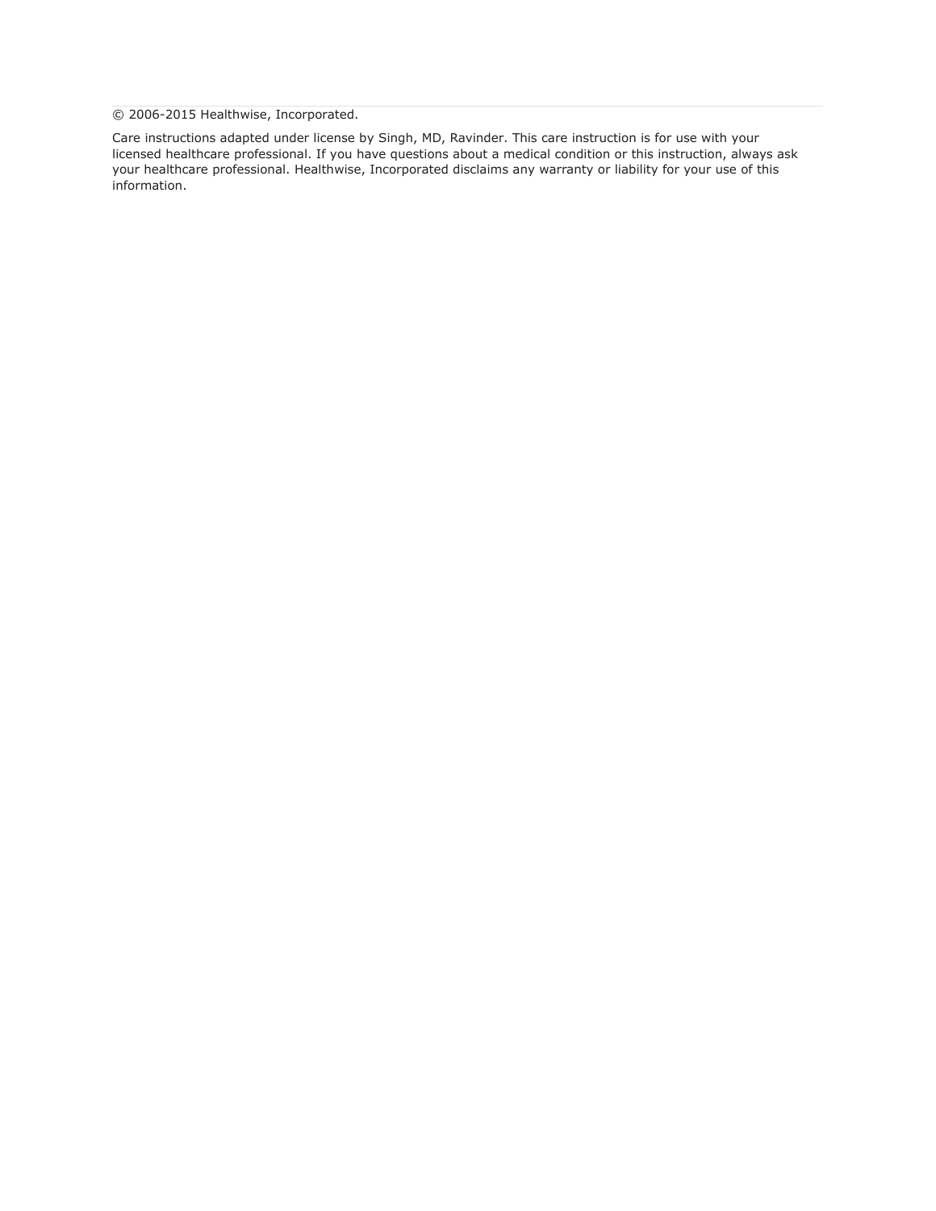© 2006-2015 Healthwise, Incorporated.

Care instructions adapted under license by Singh, MD, Ravinder. This care instruction is for use with your licensed healthcare professional. If you have questions about a medical condition or this instruction, always ask your healthcare professional. Healthwise, Incorporated disclaims any warranty or liability for your use of this information.